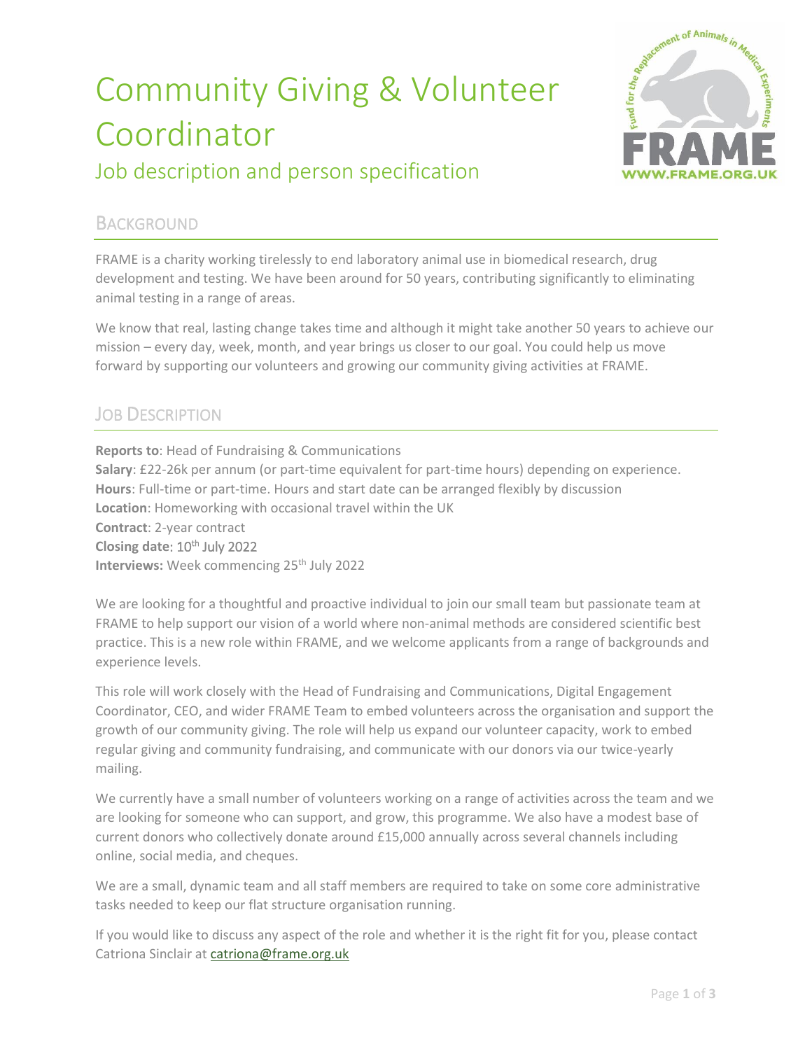# Community Giving & Volunteer Coordinator

## Job description and person specification

## Background

FRAME is a charity working tirelessly to end laboratory animal use in biomedical research, drug development and testing. We have been around for 50 years, contributing significantly to eliminating animal testing in a range of areas.

We know that real, lasting change takes time and although it might take another 50 years to achieve our mission – every day, week, month, and year brings us closer to our goal. You could help us move forward by supporting our volunteers and growing our community giving activities at FRAME.

## Job Description

**Reports to**: Head of Fundraising & Communications
**Salary**: £22-26k per annum (or part-time equivalent for part-time hours) depending on experience.
**Hours**: Full-time or part-time. Hours and start date can be arranged flexibly by discussion
**Location**: Homeworking with occasional travel within the UK
**Contract**: 2-year contract
**Closing date**: 10th July 2022
**Interviews:** Week commencing 25th July 2022

We are looking for a thoughtful and proactive individual to join our small team but passionate team at FRAME to help support our vision of a world where non-animal methods are considered scientific best practice. This is a new role within FRAME, and we welcome applicants from a range of backgrounds and experience levels.

This role will work closely with the Head of Fundraising and Communications, Digital Engagement Coordinator, CEO, and wider FRAME Team to embed volunteers across the organisation and support the growth of our community giving. The role will help us expand our volunteer capacity, work to embed regular giving and community fundraising, and communicate with our donors via our twice-yearly mailing.

We currently have a small number of volunteers working on a range of activities across the team and we are looking for someone who can support, and grow, this programme. We also have a modest base of current donors who collectively donate around £15,000 annually across several channels including online, social media, and cheques.

We are a small, dynamic team and all staff members are required to take on some core administrative tasks needed to keep our flat structure organisation running.

If you would like to discuss any aspect of the role and whether it is the right fit for you, please contact Catriona Sinclair at catriona@frame.org.uk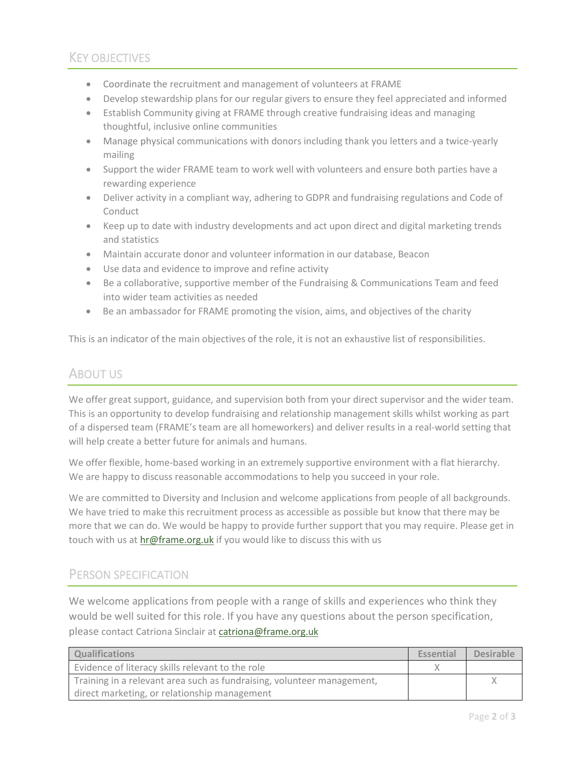## Key objectives

- Coordinate the recruitment and management of volunteers at FRAME
- Develop stewardship plans for our regular givers to ensure they feel appreciated and informed
- Establish Community giving at FRAME through creative fundraising ideas and managing thoughtful, inclusive online communities
- Manage physical communications with donors including thank you letters and a twice-yearly mailing
- Support the wider FRAME team to work well with volunteers and ensure both parties have a rewarding experience
- Deliver activity in a compliant way, adhering to GDPR and fundraising regulations and Code of Conduct
- Keep up to date with industry developments and act upon direct and digital marketing trends and statistics
- Maintain accurate donor and volunteer information in our database, Beacon
- Use data and evidence to improve and refine activity
- Be a collaborative, supportive member of the Fundraising & Communications Team and feed into wider team activities as needed
- Be an ambassador for FRAME promoting the vision, aims, and objectives of the charity

This is an indicator of the main objectives of the role, it is not an exhaustive list of responsibilities.

## About us

We offer great support, guidance, and supervision both from your direct supervisor and the wider team. This is an opportunity to develop fundraising and relationship management skills whilst working as part of a dispersed team (FRAME's team are all homeworkers) and deliver results in a real-world setting that will help create a better future for animals and humans.

We offer flexible, home-based working in an extremely supportive environment with a flat hierarchy. We are happy to discuss reasonable accommodations to help you succeed in your role.

We are committed to Diversity and Inclusion and welcome applications from people of all backgrounds. We have tried to make this recruitment process as accessible as possible but know that there may be more that we can do. We would be happy to provide further support that you may require. Please get in touch with us at hr@frame.org.uk if you would like to discuss this with us

## Person specification

We welcome applications from people with a range of skills and experiences who think they would be well suited for this role. If you have any questions about the person specification, please contact Catriona Sinclair at catriona@frame.org.uk

| Qualifications | Essential | Desirable |
|---|---|---|
| Evidence of literacy skills relevant to the role | X | |
| Training in a relevant area such as fundraising, volunteer management, direct marketing, or relationship management | | X |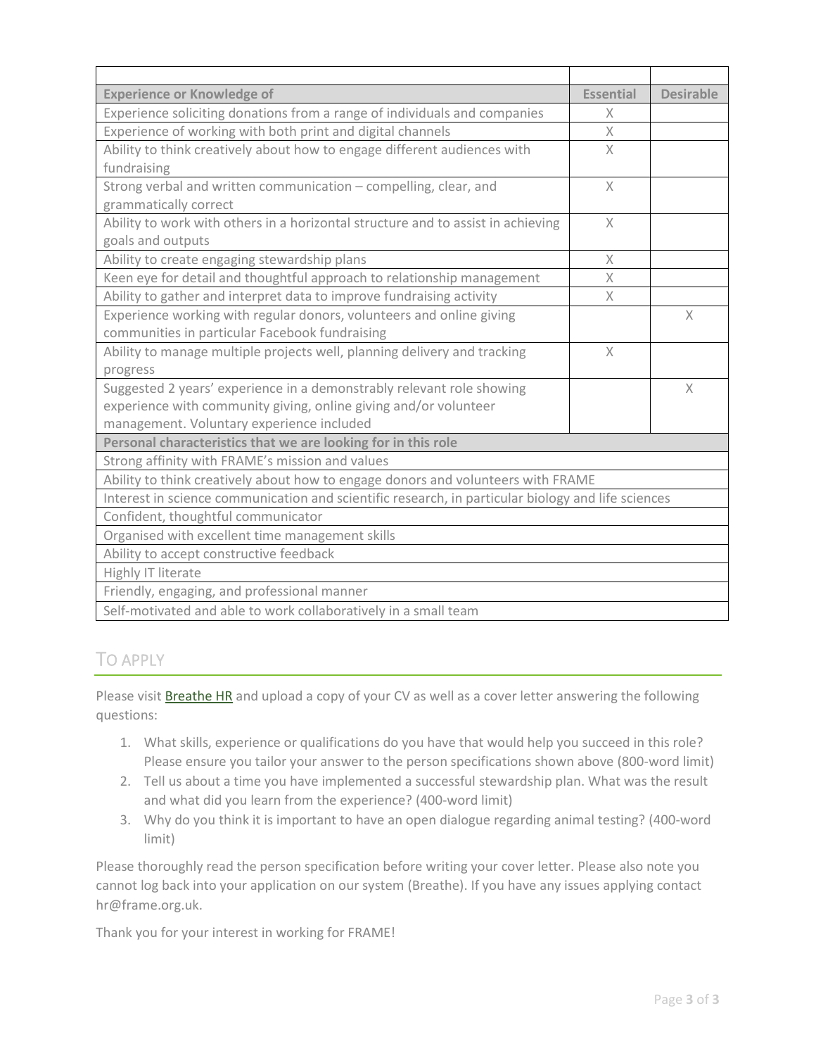| | | |
|---|---|---|
| **Experience or Knowledge of** | **Essential** | **Desirable** |
| Experience soliciting donations from a range of individuals and companies | X | |
| Experience of working with both print and digital channels | X | |
| Ability to think creatively about how to engage different audiences with fundraising | X | |
| Strong verbal and written communication – compelling, clear, and grammatically correct | X | |
| Ability to work with others in a horizontal structure and to assist in achieving goals and outputs | X | |
| Ability to create engaging stewardship plans | X | |
| Keen eye for detail and thoughtful approach to relationship management | X | |
| Ability to gather and interpret data to improve fundraising activity | X | |
| Experience working with regular donors, volunteers and online giving communities in particular Facebook fundraising | | X |
| Ability to manage multiple projects well, planning delivery and tracking progress | X | |
| Suggested 2 years' experience in a demonstrably relevant role showing experience with community giving, online giving and/or volunteer management. Voluntary experience included | | X |
| **Personal characteristics that we are looking for in this role** | | |
| Strong affinity with FRAME's mission and values | | |
| Ability to think creatively about how to engage donors and volunteers with FRAME | | |
| Interest in science communication and scientific research, in particular biology and life sciences | | |
| Confident, thoughtful communicator | | |
| Organised with excellent time management skills | | |
| Ability to accept constructive feedback | | |
| Highly IT literate | | |
| Friendly, engaging, and professional manner | | |
| Self-motivated and able to work collaboratively in a small team | | |

## To apply

Please visit Breathe HR and upload a copy of your CV as well as a cover letter answering the following questions:

1. What skills, experience or qualifications do you have that would help you succeed in this role? Please ensure you tailor your answer to the person specifications shown above (800-word limit)
2. Tell us about a time you have implemented a successful stewardship plan. What was the result and what did you learn from the experience? (400-word limit)
3. Why do you think it is important to have an open dialogue regarding animal testing? (400-word limit)

Please thoroughly read the person specification before writing your cover letter. Please also note you cannot log back into your application on our system (Breathe). If you have any issues applying contact hr@frame.org.uk.

Thank you for your interest in working for FRAME!